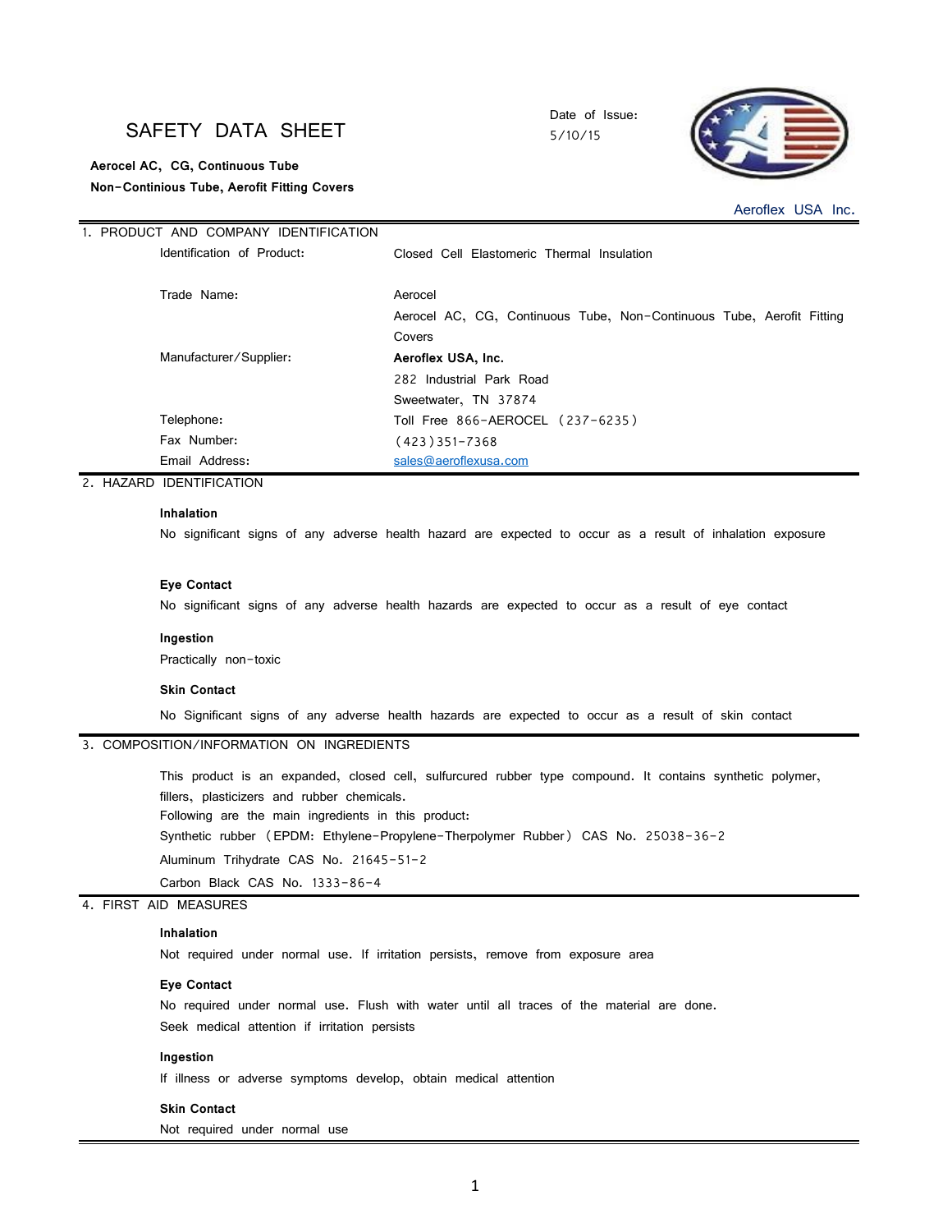# SAFETY DATA SHEET

Date of Issue:
5/10/15

**Aerocel AC, CG, Continuous Tube**
**Non-Continious Tube, Aerofit Fitting Covers**

Aeroflex USA Inc.

## 1. PRODUCT AND COMPANY IDENTIFICATION

| | |
|---|---|
| Identification of Product: | Closed Cell Elastomeric Thermal Insulation |
| Trade Name: | Aerocel<br>Aerocel AC, CG, Continuous Tube, Non-Continuous Tube, Aerofit Fitting Covers |
| Manufacturer/Supplier: | **Aeroflex USA, Inc.**<br>282 Industrial Park Road<br>Sweetwater, TN 37874 |
| Telephone: | Toll Free 866-AEROCEL (237-6235) |
| Fax Number: | (423)351-7368 |
| Email Address: | sales@aeroflexusa.com |

## 2. HAZARD IDENTIFICATION

**Inhalation**

No significant signs of any adverse health hazard are expected to occur as a result of inhalation exposure

**Eye Contact**

No significant signs of any adverse health hazards are expected to occur as a result of eye contact

**Ingestion**

Practically non-toxic

**Skin Contact**

No Significant signs of any adverse health hazards are expected to occur as a result of skin contact

## 3. COMPOSITION/INFORMATION ON INGREDIENTS

This product is an expanded, closed cell, sulfurcured rubber type compound. It contains synthetic polymer, fillers, plasticizers and rubber chemicals.
Following are the main ingredients in this product:
Synthetic rubber (EPDM: Ethylene-Propylene-Terpolymer Rubber) CAS No. 25038-36-2
Aluminum Trihydrate CAS No. 21645-51-2
Carbon Black CAS No. 1333-86-4

## 4. FIRST AID MEASURES

**Inhalation**

Not required under normal use. If irritation persists, remove from exposure area

**Eye Contact**

No required under normal use. Flush with water until all traces of the material are done.
Seek medical attention if irritation persists

**Ingestion**

If illness or adverse symptoms develop, obtain medical attention

**Skin Contact**

Not required under normal use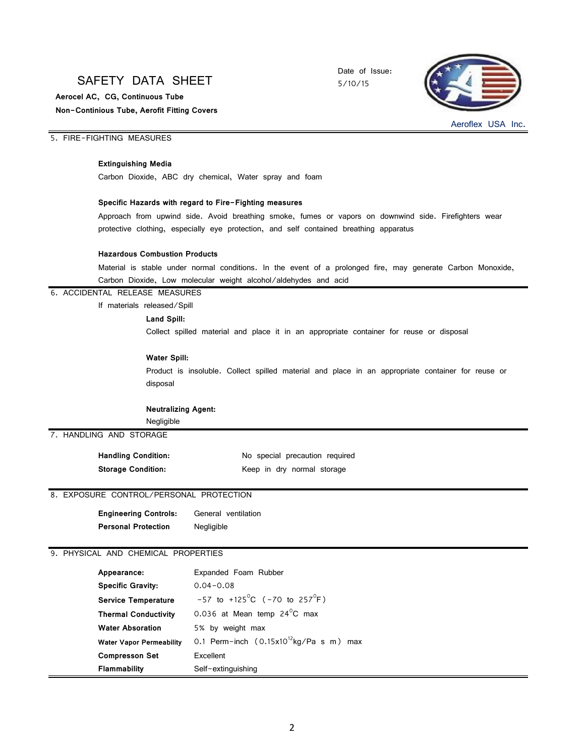## 5. FIRE-FIGHTING MEASURES

**Extinguishing Media**

Carbon Dioxide, ABC dry chemical, Water spray and foam

**Specific Hazards with regard to Fire-Fighting measures**

Approach from upwind side. Avoid breathing smoke, fumes or vapors on downwind side. Firefighters wear protective clothing, especially eye protection, and self contained breathing apparatus

**Hazardous Combustion Products**

Material is stable under normal conditions. In the event of a prolonged fire, may generate Carbon Monoxide, Carbon Dioxide, Low molecular weight alcohol/aldehydes and acid

## 6. ACCIDENTAL RELEASE MEASURES

If materials released/Spill

**Land Spill:**

Collect spilled material and place it in an appropriate container for reuse or disposal

**Water Spill:**

Product is insoluble. Collect spilled material and place in an appropriate container for reuse or disposal

**Neutralizing Agent:**

Negligible

## 7. HANDLING AND STORAGE

| | |
|---|---|
| **Handling Condition:** | No special precaution required |
| **Storage Condition:** | Keep in dry normal storage |

## 8. EXPOSURE CONTROL/PERSONAL PROTECTION

| | |
|---|---|
| **Engineering Controls:** | General ventilation |
| **Personal Protection** | Negligible |

## 9. PHYSICAL AND CHEMICAL PROPERTIES

| | |
|---|---|
| **Appearance:** | Expanded Foam Rubber |
| **Specific Gravity:** | 0.04-0.08 |
| **Service Temperature** | -57 to +125$^{o}$C (-70 to 257$^{o}$F) |
| **Thermal Conductivity** | 0.036 at Mean temp 24$^{o}$C max |
| **Water Absoration** | 5% by weight max |
| **Water Vapor Permeability** | 0.1 Perm-inch (0.15x10$^{12}$kg/Pa s m) max |
| **Compresson Set** | Excellent |
| **Flammability** | Self-extinguishing |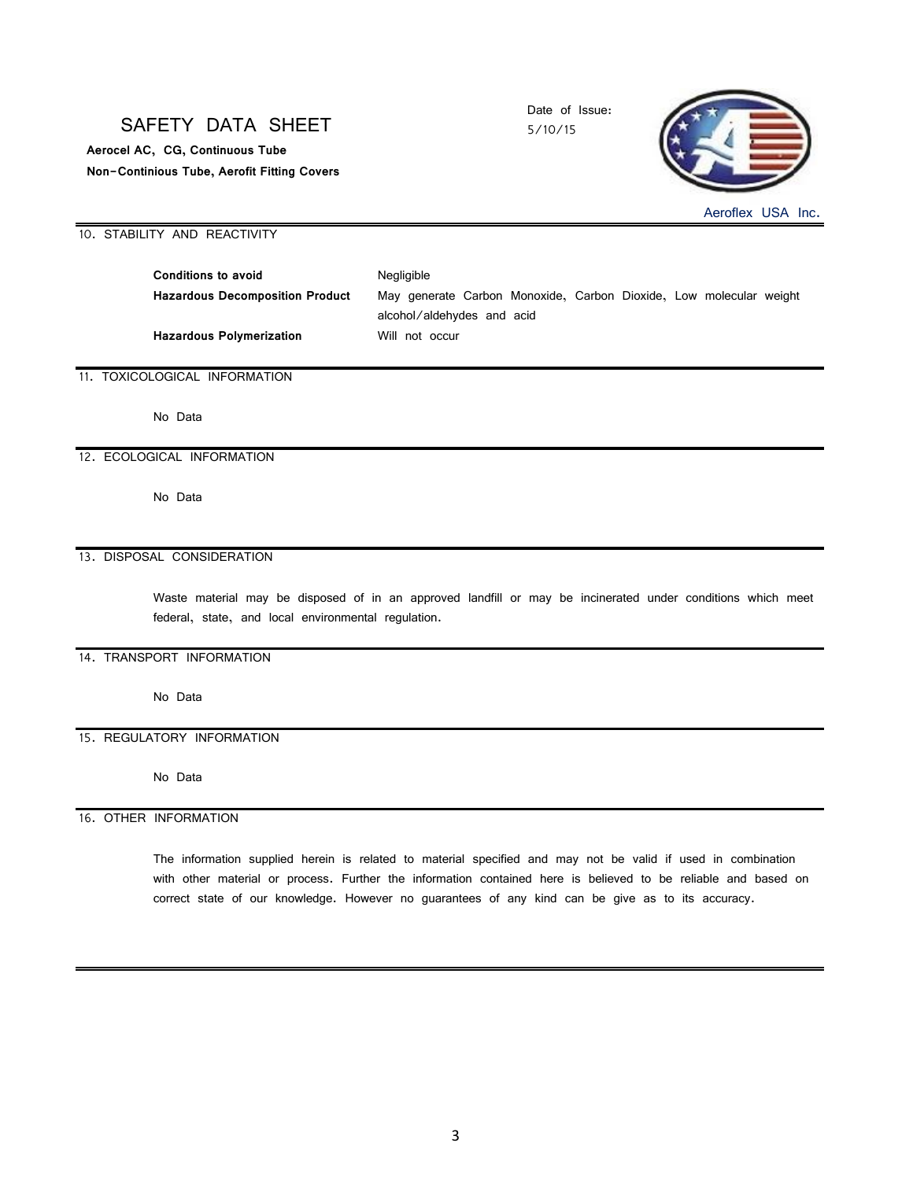# SAFETY DATA SHEET

**Aerocel AC, CG, Continuous Tube**
**Non-Continious Tube, Aerofit Fitting Covers**

Date of Issue:
5/10/15

Aeroflex USA Inc.

## 10. STABILITY AND REACTIVITY

| | |
|---|---|
| **Conditions to avoid** | Negligible |
| **Hazardous Decomposition Product** | May generate Carbon Monoxide, Carbon Dioxide, Low molecular weight alcohol/aldehydes and acid |
| **Hazardous Polymerization** | Will not occur |

## 11. TOXICOLOGICAL INFORMATION

No Data

## 12. ECOLOGICAL INFORMATION

No Data

## 13. DISPOSAL CONSIDERATION

Waste material may be disposed of in an approved landfill or may be incinerated under conditions which meet federal, state, and local environmental regulation.

## 14. TRANSPORT INFORMATION

No Data

## 15. REGULATORY INFORMATION

No Data

## 16. OTHER INFORMATION

The information supplied herein is related to material specified and may not be valid if used in combination with other material or process. Further the information contained here is believed to be reliable and based on correct state of our knowledge. However no guarantees of any kind can be give as to its accuracy.